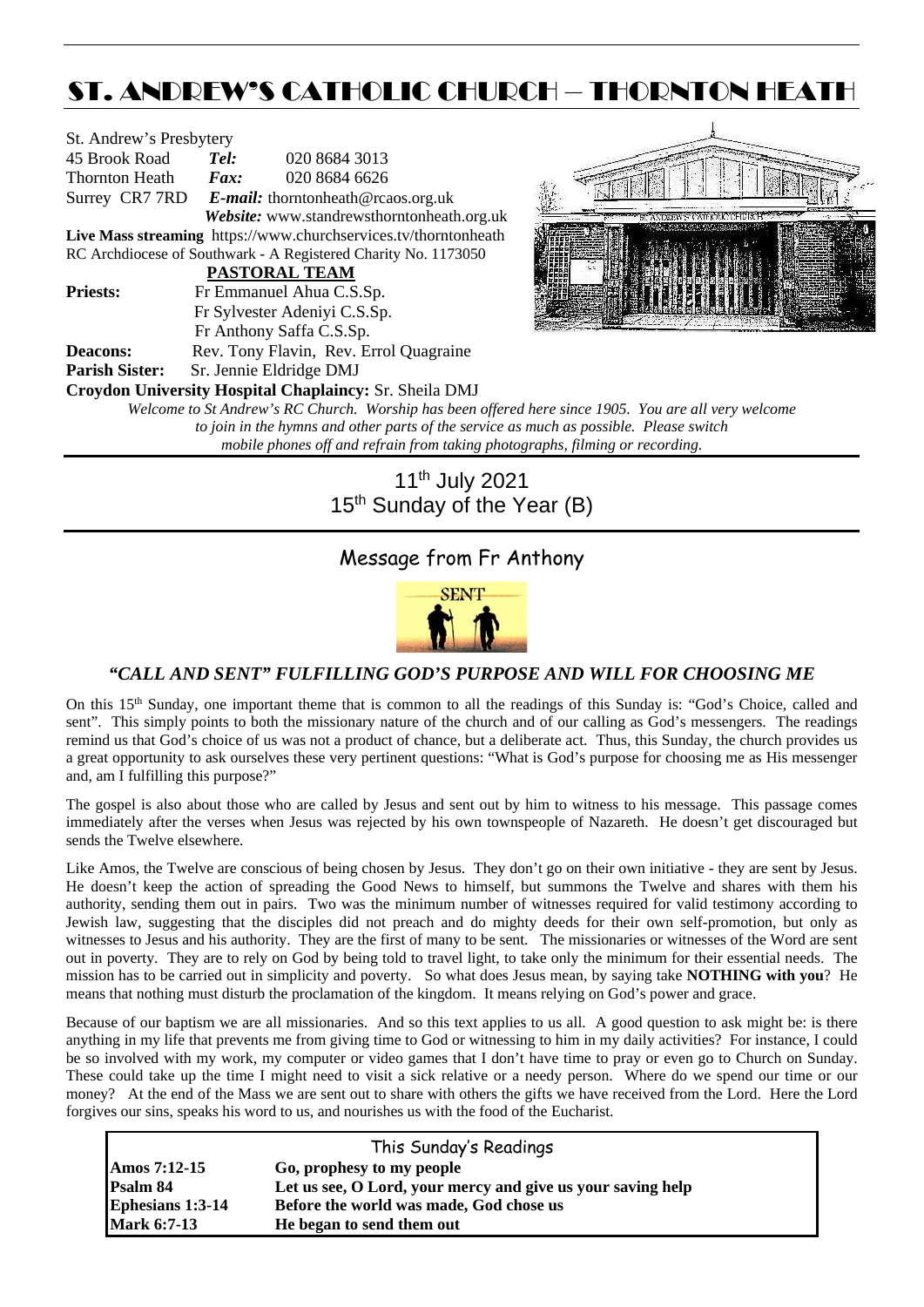# ST. ANDREW'S CATHOLIC CHURCH – THORNTON HEATH

St. Andrew's Presbytery
45 Brook Road **Tel:** 020 8684 3013
Thornton Heath **Fax:** 020 8684 6626
Surrey CR7 7RD ***E-mail:*** thorntonheath@rcaos.org.uk
***Website:*** www.standrewsthorntonheath.org.uk

**Live Mass streaming** https://www.churchservices.tv/thorntonheath
RC Archdiocese of Southwark - A Registered Charity No. 1173050

**PASTORAL TEAM**

**Priests:** Fr Emmanuel Ahua C.S.Sp.
Fr Sylvester Adeniyi C.S.Sp.
Fr Anthony Saffa C.S.Sp.

**Deacons:** Rev. Tony Flavin, Rev. Errol Quagraine

**Parish Sister:** Sr. Jennie Eldridge DMJ

**Croydon University Hospital Chaplaincy:** Sr. Sheila DMJ

*Welcome to St Andrew's RC Church. Worship has been offered here since 1905. You are all very welcome to join in the hymns and other parts of the service as much as possible. Please switch mobile phones off and refrain from taking photographs, filming or recording.*

## 11th July 2021
## 15th Sunday of the Year (B)

## Message from Fr Anthony

SENT

### *"CALL AND SENT" FULFILLING GOD'S PURPOSE AND WILL FOR CHOOSING ME*

On this 15th Sunday, one important theme that is common to all the readings of this Sunday is: "God's Choice, called and sent". This simply points to both the missionary nature of the church and of our calling as God's messengers. The readings remind us that God's choice of us was not a product of chance, but a deliberate act. Thus, this Sunday, the church provides us a great opportunity to ask ourselves these very pertinent questions: "What is God's purpose for choosing me as His messenger and, am I fulfilling this purpose?"

The gospel is also about those who are called by Jesus and sent out by him to witness to his message. This passage comes immediately after the verses when Jesus was rejected by his own townspeople of Nazareth. He doesn't get discouraged but sends the Twelve elsewhere.

Like Amos, the Twelve are conscious of being chosen by Jesus. They don't go on their own initiative - they are sent by Jesus. He doesn't keep the action of spreading the Good News to himself, but summons the Twelve and shares with them his authority, sending them out in pairs. Two was the minimum number of witnesses required for valid testimony according to Jewish law, suggesting that the disciples did not preach and do mighty deeds for their own self-promotion, but only as witnesses to Jesus and his authority. They are the first of many to be sent. The missionaries or witnesses of the Word are sent out in poverty. They are to rely on God by being told to travel light, to take only the minimum for their essential needs. The mission has to be carried out in simplicity and poverty. So what does Jesus mean, by saying take **NOTHING with you**? He means that nothing must disturb the proclamation of the kingdom. It means relying on God's power and grace.

Because of our baptism we are all missionaries. And so this text applies to us all. A good question to ask might be: is there anything in my life that prevents me from giving time to God or witnessing to him in my daily activities? For instance, I could be so involved with my work, my computer or video games that I don't have time to pray or even go to Church on Sunday. These could take up the time I might need to visit a sick relative or a needy person. Where do we spend our time or our money? At the end of the Mass we are sent out to share with others the gifts we have received from the Lord. Here the Lord forgives our sins, speaks his word to us, and nourishes us with the food of the Eucharist.

| This Sunday's Readings | |
|---|---|
| **Amos 7:12-15** | **Go, prophesy to my people** |
| **Psalm 84** | **Let us see, O Lord, your mercy and give us your saving help** |
| **Ephesians 1:3-14** | **Before the world was made, God chose us** |
| **Mark 6:7-13** | **He began to send them out** |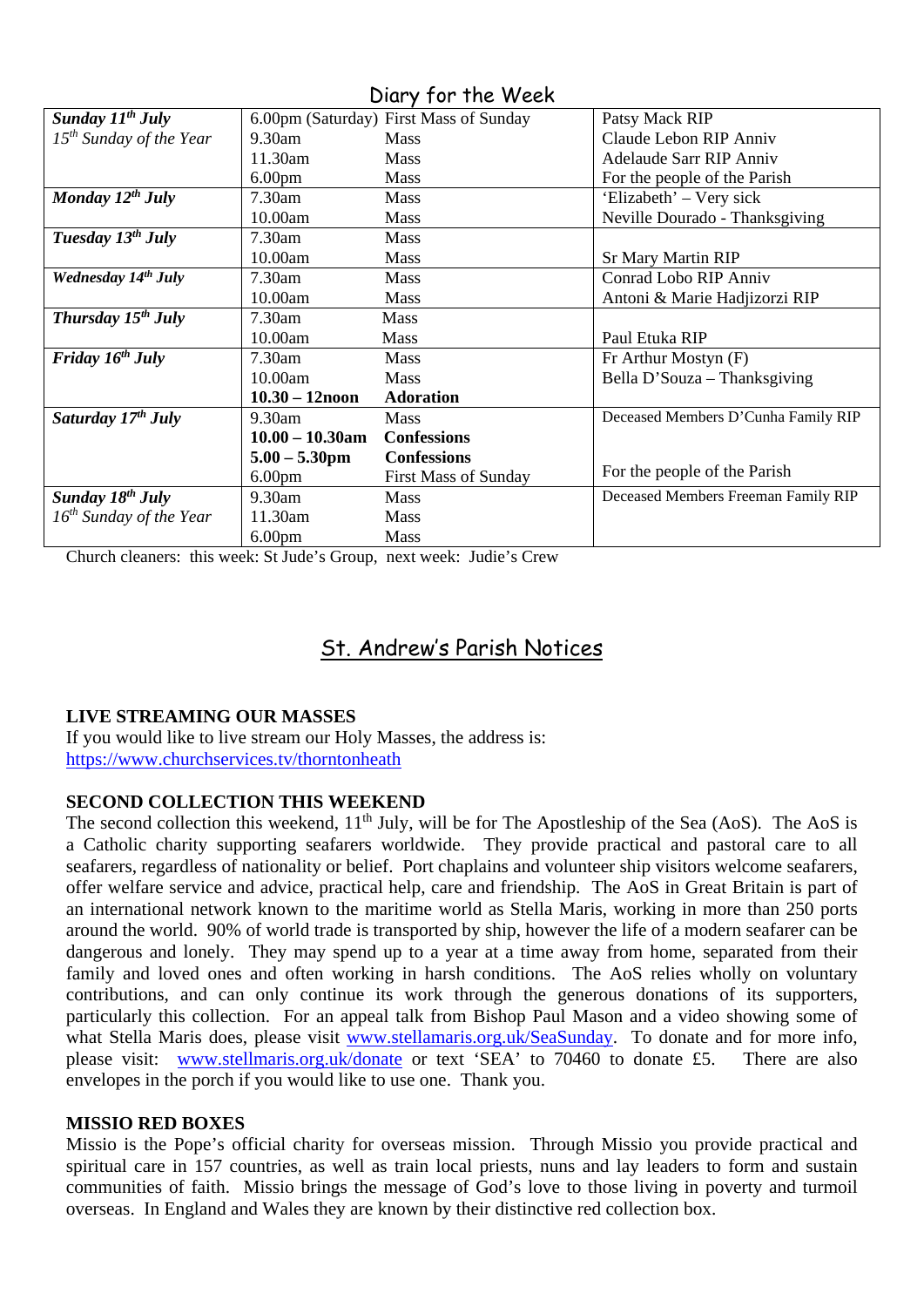## Diary for the Week

| | | | |
|---|---|---|---|
| ***Sunday 11th July*** | 6.00pm (Saturday) | First Mass of Sunday | Patsy Mack RIP |
| *15th Sunday of the Year* | 9.30am | Mass | Claude Lebon RIP Anniv |
| | 11.30am | Mass | Adelaude Sarr RIP Anniv |
| | 6.00pm | Mass | For the people of the Parish |
| ***Monday 12th July*** | 7.30am | Mass | 'Elizabeth' – Very sick |
| | 10.00am | Mass | Neville Dourado - Thanksgiving |
| ***Tuesday 13th July*** | 7.30am | Mass | |
| | 10.00am | Mass | Sr Mary Martin RIP |
| ***Wednesday 14th July*** | 7.30am | Mass | Conrad Lobo RIP Anniv |
| | 10.00am | Mass | Antoni & Marie Hadjizorzi RIP |
| ***Thursday 15th July*** | 7.30am | Mass | |
| | 10.00am | Mass | Paul Etuka RIP |
| ***Friday 16th July*** | 7.30am | Mass | Fr Arthur Mostyn (F) |
| | 10.00am | Mass | Bella D'Souza – Thanksgiving |
| | **10.30 – 12noon** | **Adoration** | |
| ***Saturday 17th July*** | 9.30am | Mass | Deceased Members D'Cunha Family RIP |
| | **10.00 – 10.30am** | **Confessions** | |
| | **5.00 – 5.30pm** | **Confessions** | |
| | 6.00pm | First Mass of Sunday | For the people of the Parish |
| ***Sunday 18th July*** | 9.30am | Mass | Deceased Members Freeman Family RIP |
| *16th Sunday of the Year* | 11.30am | Mass | |
| | 6.00pm | Mass | |

Church cleaners: this week: St Jude's Group, next week: Judie's Crew

## St. Andrew's Parish Notices

**LIVE STREAMING OUR MASSES**
If you would like to live stream our Holy Masses, the address is:
https://www.churchservices.tv/thorntonheath

**SECOND COLLECTION THIS WEEKEND**
The second collection this weekend, 11th July, will be for The Apostleship of the Sea (AoS). The AoS is a Catholic charity supporting seafarers worldwide. They provide practical and pastoral care to all seafarers, regardless of nationality or belief. Port chaplains and volunteer ship visitors welcome seafarers, offer welfare service and advice, practical help, care and friendship. The AoS in Great Britain is part of an international network known to the maritime world as Stella Maris, working in more than 250 ports around the world. 90% of world trade is transported by ship, however the life of a modern seafarer can be dangerous and lonely. They may spend up to a year at a time away from home, separated from their family and loved ones and often working in harsh conditions. The AoS relies wholly on voluntary contributions, and can only continue its work through the generous donations of its supporters, particularly this collection. For an appeal talk from Bishop Paul Mason and a video showing some of what Stella Maris does, please visit www.stellamaris.org.uk/SeaSunday. To donate and for more info, please visit: www.stellmaris.org.uk/donate or text 'SEA' to 70460 to donate £5. There are also envelopes in the porch if you would like to use one. Thank you.

**MISSIO RED BOXES**
Missio is the Pope's official charity for overseas mission. Through Missio you provide practical and spiritual care in 157 countries, as well as train local priests, nuns and lay leaders to form and sustain communities of faith. Missio brings the message of God's love to those living in poverty and turmoil overseas. In England and Wales they are known by their distinctive red collection box.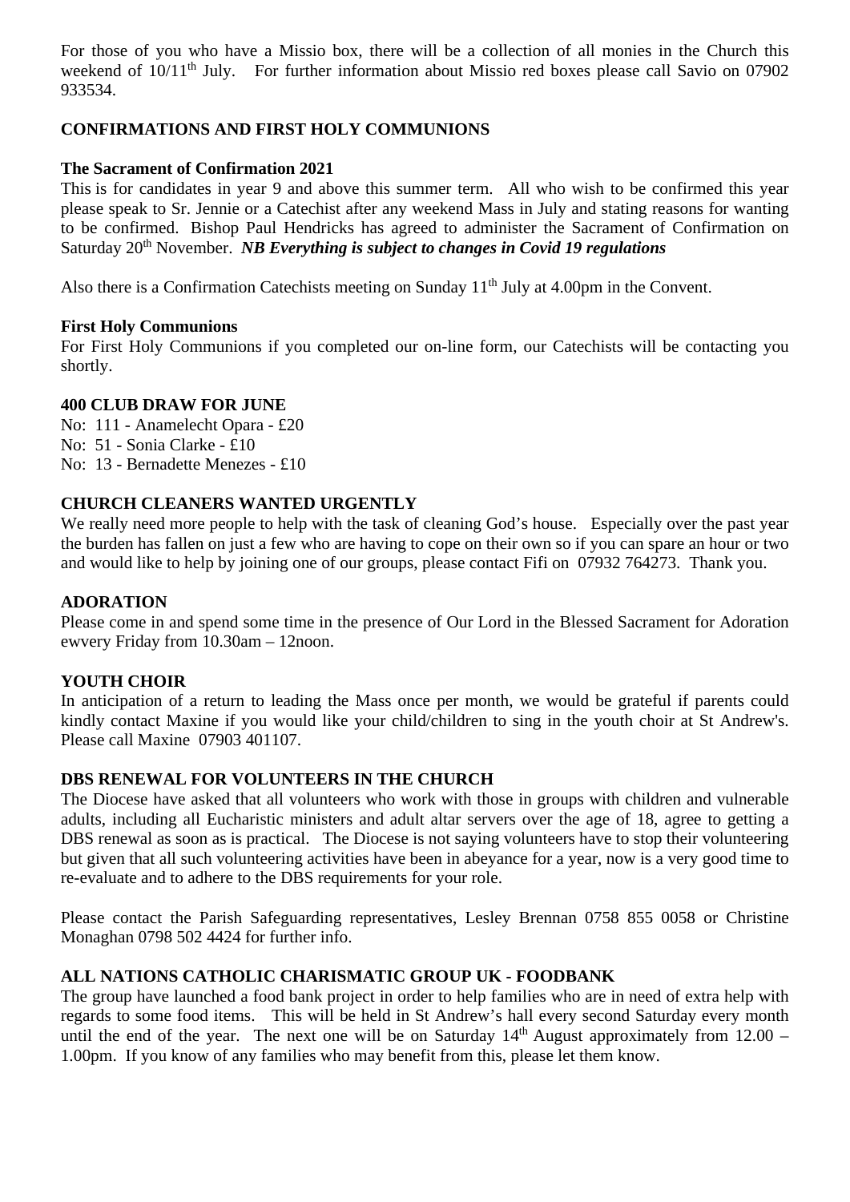For those of you who have a Missio box, there will be a collection of all monies in the Church this weekend of 10/11th July. For further information about Missio red boxes please call Savio on 07902 933534.

## CONFIRMATIONS AND FIRST HOLY COMMUNIONS

### The Sacrament of Confirmation 2021

This is for candidates in year 9 and above this summer term. All who wish to be confirmed this year please speak to Sr. Jennie or a Catechist after any weekend Mass in July and stating reasons for wanting to be confirmed. Bishop Paul Hendricks has agreed to administer the Sacrament of Confirmation on Saturday 20th November. ***NB Everything is subject to changes in Covid 19 regulations***

Also there is a Confirmation Catechists meeting on Sunday 11th July at 4.00pm in the Convent.

### First Holy Communions

For First Holy Communions if you completed our on-line form, our Catechists will be contacting you shortly.

## 400 CLUB DRAW FOR JUNE

No: 111 - Anamelecht Opara - £20
No: 51 - Sonia Clarke - £10
No: 13 - Bernadette Menezes - £10

## CHURCH CLEANERS WANTED URGENTLY

We really need more people to help with the task of cleaning God's house. Especially over the past year the burden has fallen on just a few who are having to cope on their own so if you can spare an hour or two and would like to help by joining one of our groups, please contact Fifi on 07932 764273. Thank you.

## ADORATION

Please come in and spend some time in the presence of Our Lord in the Blessed Sacrament for Adoration ewvery Friday from 10.30am – 12noon.

## YOUTH CHOIR

In anticipation of a return to leading the Mass once per month, we would be grateful if parents could kindly contact Maxine if you would like your child/children to sing in the youth choir at St Andrew's. Please call Maxine 07903 401107.

## DBS RENEWAL FOR VOLUNTEERS IN THE CHURCH

The Diocese have asked that all volunteers who work with those in groups with children and vulnerable adults, including all Eucharistic ministers and adult altar servers over the age of 18, agree to getting a DBS renewal as soon as is practical. The Diocese is not saying volunteers have to stop their volunteering but given that all such volunteering activities have been in abeyance for a year, now is a very good time to re-evaluate and to adhere to the DBS requirements for your role.

Please contact the Parish Safeguarding representatives, Lesley Brennan 0758 855 0058 or Christine Monaghan 0798 502 4424 for further info.

## ALL NATIONS CATHOLIC CHARISMATIC GROUP UK - FOODBANK

The group have launched a food bank project in order to help families who are in need of extra help with regards to some food items. This will be held in St Andrew's hall every second Saturday every month until the end of the year. The next one will be on Saturday 14th August approximately from 12.00 – 1.00pm. If you know of any families who may benefit from this, please let them know.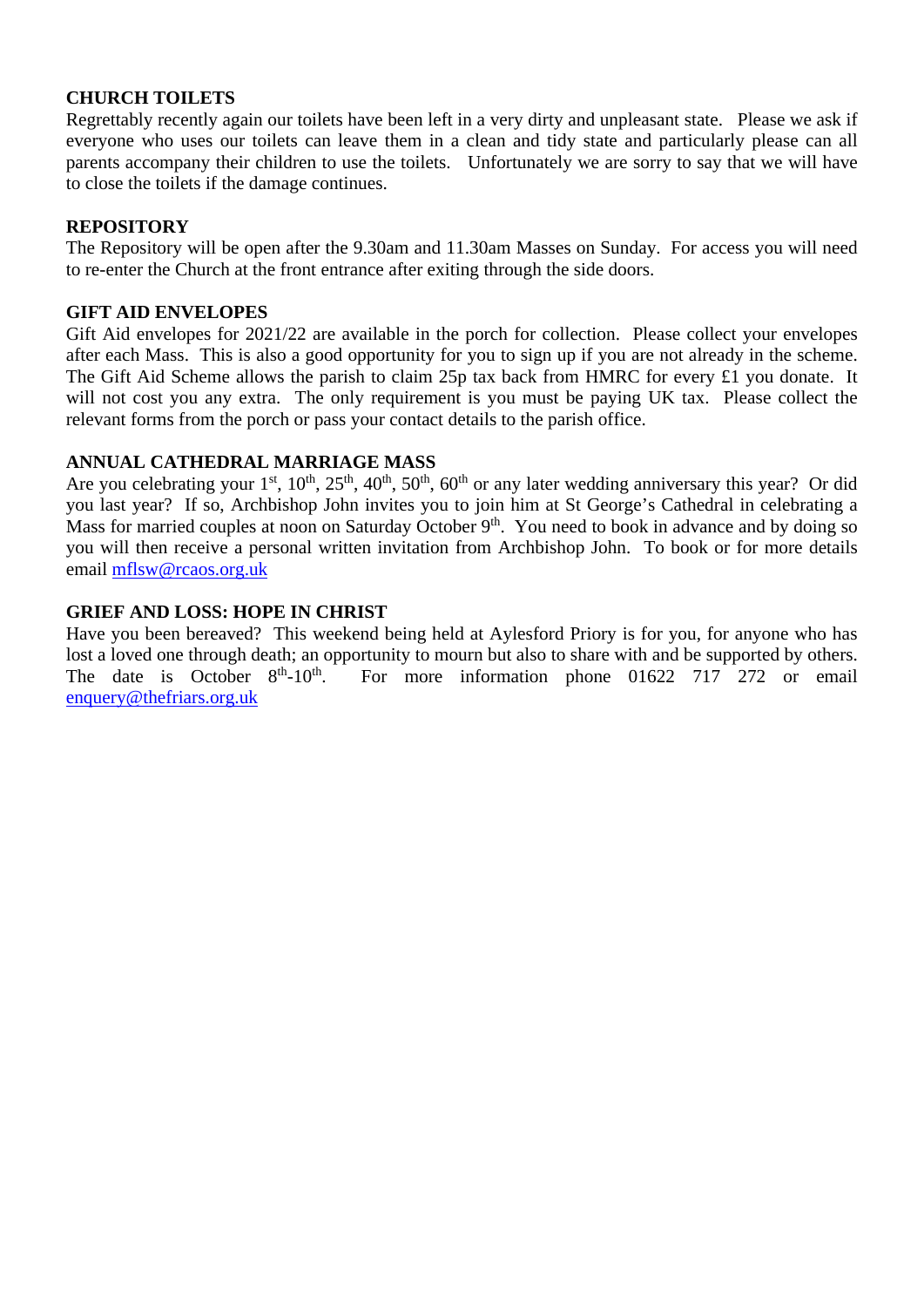**CHURCH TOILETS**

Regrettably recently again our toilets have been left in a very dirty and unpleasant state. Please we ask if everyone who uses our toilets can leave them in a clean and tidy state and particularly please can all parents accompany their children to use the toilets. Unfortunately we are sorry to say that we will have to close the toilets if the damage continues.

**REPOSITORY**

The Repository will be open after the 9.30am and 11.30am Masses on Sunday. For access you will need to re-enter the Church at the front entrance after exiting through the side doors.

**GIFT AID ENVELOPES**

Gift Aid envelopes for 2021/22 are available in the porch for collection. Please collect your envelopes after each Mass. This is also a good opportunity for you to sign up if you are not already in the scheme. The Gift Aid Scheme allows the parish to claim 25p tax back from HMRC for every £1 you donate. It will not cost you any extra. The only requirement is you must be paying UK tax. Please collect the relevant forms from the porch or pass your contact details to the parish office.

**ANNUAL CATHEDRAL MARRIAGE MASS**

Are you celebrating your 1st, 10th, 25th, 40th, 50th, 60th or any later wedding anniversary this year? Or did you last year? If so, Archbishop John invites you to join him at St George's Cathedral in celebrating a Mass for married couples at noon on Saturday October 9th. You need to book in advance and by doing so you will then receive a personal written invitation from Archbishop John. To book or for more details email mflsw@rcaos.org.uk

**GRIEF AND LOSS: HOPE IN CHRIST**

Have you been bereaved? This weekend being held at Aylesford Priory is for you, for anyone who has lost a loved one through death; an opportunity to mourn but also to share with and be supported by others. The date is October 8th-10th. For more information phone 01622 717 272 or email enquery@thefriars.org.uk